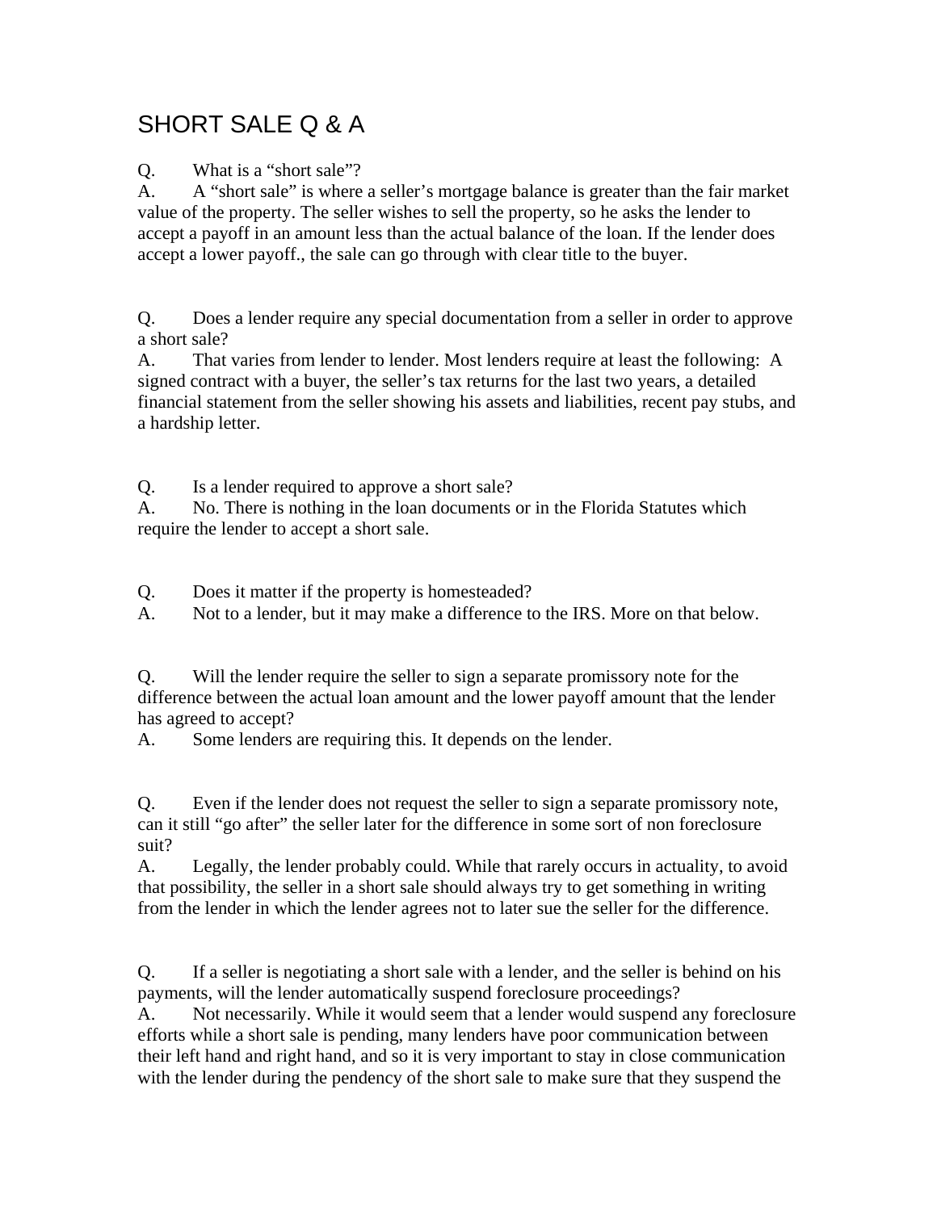# SHORT SALE Q & A

Q. What is a "short sale"?

A. A "short sale" is where a seller's mortgage balance is greater than the fair market value of the property. The seller wishes to sell the property, so he asks the lender to accept a payoff in an amount less than the actual balance of the loan. If the lender does accept a lower payoff., the sale can go through with clear title to the buyer.

Q. Does a lender require any special documentation from a seller in order to approve a short sale?

A. That varies from lender to lender. Most lenders require at least the following: A signed contract with a buyer, the seller's tax returns for the last two years, a detailed financial statement from the seller showing his assets and liabilities, recent pay stubs, and a hardship letter.

Q. Is a lender required to approve a short sale?

A. No. There is nothing in the loan documents or in the Florida Statutes which require the lender to accept a short sale.

Q. Does it matter if the property is homesteaded?

A. Not to a lender, but it may make a difference to the IRS. More on that below.

Q. Will the lender require the seller to sign a separate promissory note for the difference between the actual loan amount and the lower payoff amount that the lender has agreed to accept?

A. Some lenders are requiring this. It depends on the lender.

Q. Even if the lender does not request the seller to sign a separate promissory note, can it still "go after" the seller later for the difference in some sort of non foreclosure suit?

A. Legally, the lender probably could. While that rarely occurs in actuality, to avoid that possibility, the seller in a short sale should always try to get something in writing from the lender in which the lender agrees not to later sue the seller for the difference.

Q. If a seller is negotiating a short sale with a lender, and the seller is behind on his payments, will the lender automatically suspend foreclosure proceedings?

A. Not necessarily. While it would seem that a lender would suspend any foreclosure efforts while a short sale is pending, many lenders have poor communication between their left hand and right hand, and so it is very important to stay in close communication with the lender during the pendency of the short sale to make sure that they suspend the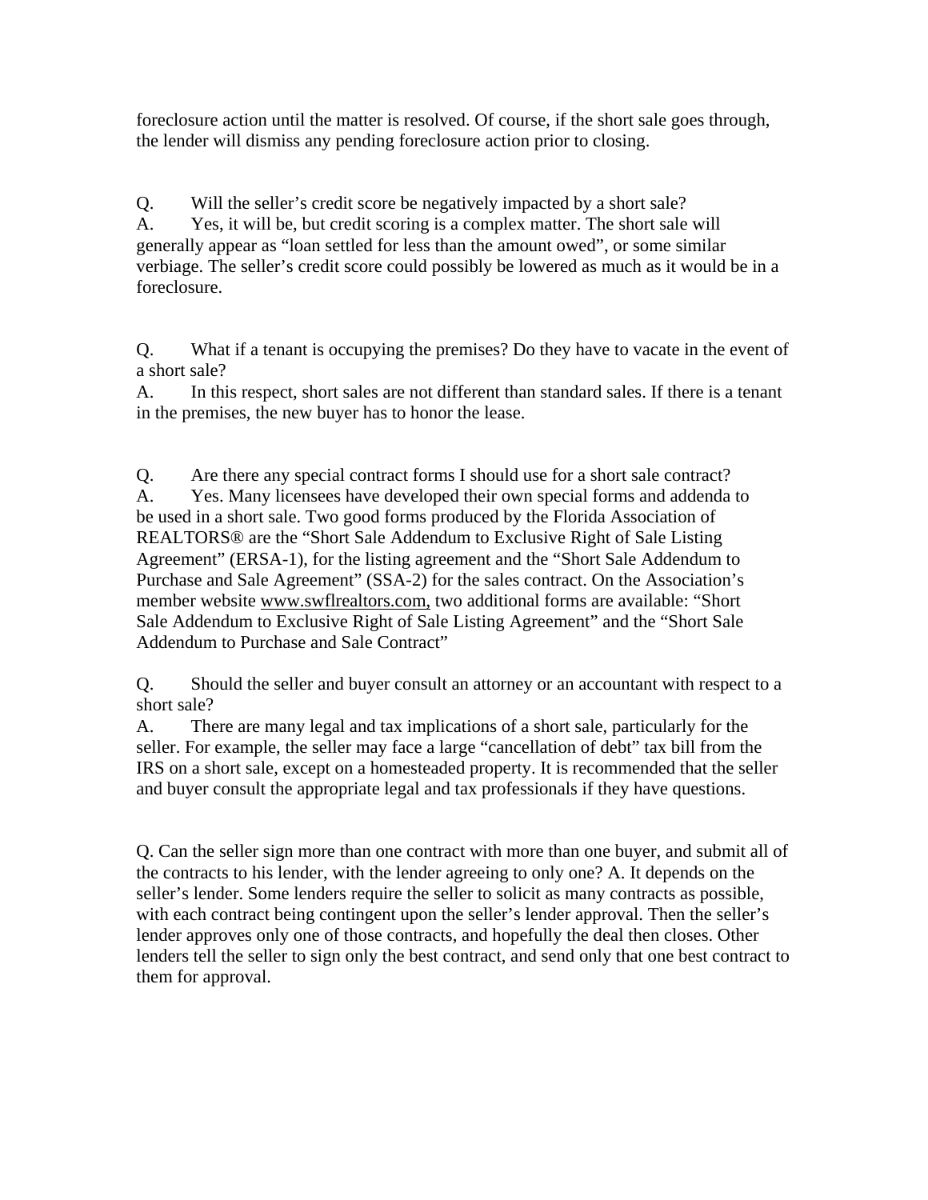foreclosure action until the matter is resolved. Of course, if the short sale goes through, the lender will dismiss any pending foreclosure action prior to closing.

Q. Will the seller's credit score be negatively impacted by a short sale?
A. Yes, it will be, but credit scoring is a complex matter. The short sale will generally appear as "loan settled for less than the amount owed", or some similar verbiage. The seller's credit score could possibly be lowered as much as it would be in a foreclosure.

Q. What if a tenant is occupying the premises? Do they have to vacate in the event of a short sale?
A. In this respect, short sales are not different than standard sales. If there is a tenant in the premises, the new buyer has to honor the lease.

Q. Are there any special contract forms I should use for a short sale contract?
A. Yes. Many licensees have developed their own special forms and addenda to be used in a short sale. Two good forms produced by the Florida Association of REALTORS® are the "Short Sale Addendum to Exclusive Right of Sale Listing Agreement" (ERSA-1), for the listing agreement and the "Short Sale Addendum to Purchase and Sale Agreement" (SSA-2) for the sales contract. On the Association's member website www.swflrealtors.com, two additional forms are available: "Short Sale Addendum to Exclusive Right of Sale Listing Agreement" and the "Short Sale Addendum to Purchase and Sale Contract"

Q. Should the seller and buyer consult an attorney or an accountant with respect to a short sale?
A. There are many legal and tax implications of a short sale, particularly for the seller. For example, the seller may face a large "cancellation of debt" tax bill from the IRS on a short sale, except on a homesteaded property. It is recommended that the seller and buyer consult the appropriate legal and tax professionals if they have questions.

Q. Can the seller sign more than one contract with more than one buyer, and submit all of the contracts to his lender, with the lender agreeing to only one? A. It depends on the seller's lender. Some lenders require the seller to solicit as many contracts as possible, with each contract being contingent upon the seller's lender approval. Then the seller's lender approves only one of those contracts, and hopefully the deal then closes. Other lenders tell the seller to sign only the best contract, and send only that one best contract to them for approval.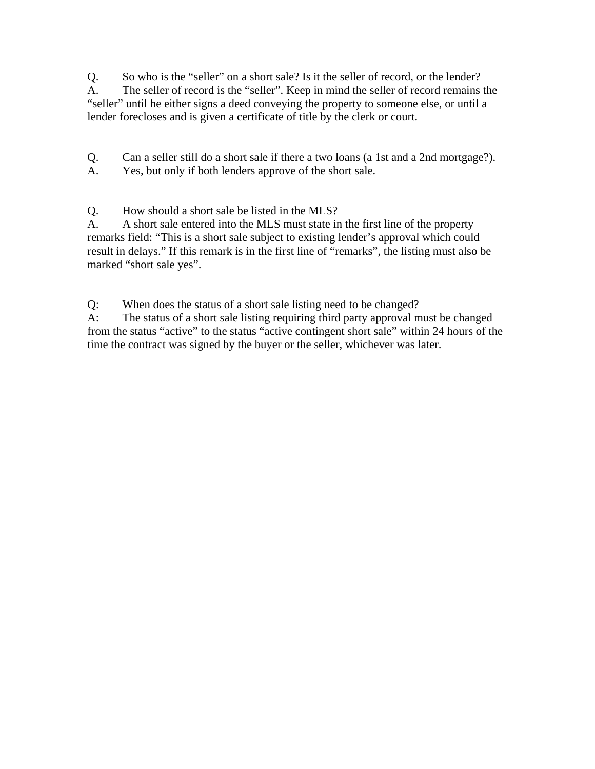Q. So who is the "seller" on a short sale? Is it the seller of record, or the lender?
A. The seller of record is the "seller". Keep in mind the seller of record remains the "seller" until he either signs a deed conveying the property to someone else, or until a lender forecloses and is given a certificate of title by the clerk or court.

Q. Can a seller still do a short sale if there a two loans (a 1st and a 2nd mortgage?).
A. Yes, but only if both lenders approve of the short sale.

Q. How should a short sale be listed in the MLS?
A. A short sale entered into the MLS must state in the first line of the property remarks field: "This is a short sale subject to existing lender's approval which could result in delays." If this remark is in the first line of "remarks", the listing must also be marked "short sale yes".

Q: When does the status of a short sale listing need to be changed?
A: The status of a short sale listing requiring third party approval must be changed from the status "active" to the status "active contingent short sale" within 24 hours of the time the contract was signed by the buyer or the seller, whichever was later.